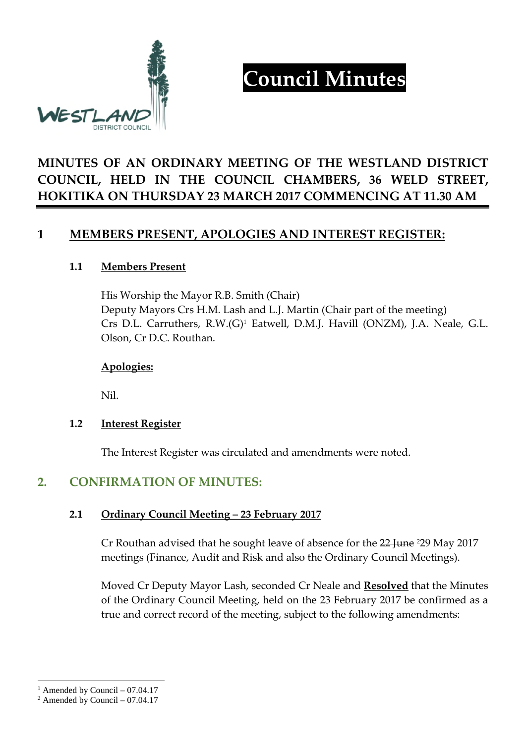# Council Minutes

## MINUTES OF AN ORDINARY MEETING OF THE WESTLAND DISTRICT COUNCIL, HELD IN THE COUNCIL CHAMBERS, 36 WELD STREET, HOKITIKA ON THURSDAY 23 MARCH 2017 COMMENCING AT 11.30 AM

## 1 MEMBERS PRESENT, APOLOGIES AND INTEREST REGISTER:

### 1.1 Members Present

His Worship the Mayor R.B. Smith (Chair)
Deputy Mayors Crs H.M. Lash and L.J. Martin (Chair part of the meeting)
Crs D.L. Carruthers, R.W.(G)[1] Eatwell, D.M.J. Havill (ONZM), J.A. Neale, G.L. Olson, Cr D.C. Routhan.

**Apologies:**

Nil.

### 1.2 Interest Register

The Interest Register was circulated and amendments were noted.

## 2. CONFIRMATION OF MINUTES:

### 2.1 Ordinary Council Meeting – 23 February 2017

Cr Routhan advised that he sought leave of absence for the ~~22 June~~ [2]29 May 2017 meetings (Finance, Audit and Risk and also the Ordinary Council Meetings).

Moved Cr Deputy Mayor Lash, seconded Cr Neale and **Resolved** that the Minutes of the Ordinary Council Meeting, held on the 23 February 2017 be confirmed as a true and correct record of the meeting, subject to the following amendments:

---

[1] Amended by Council – 07.04.17
[2] Amended by Council – 07.04.17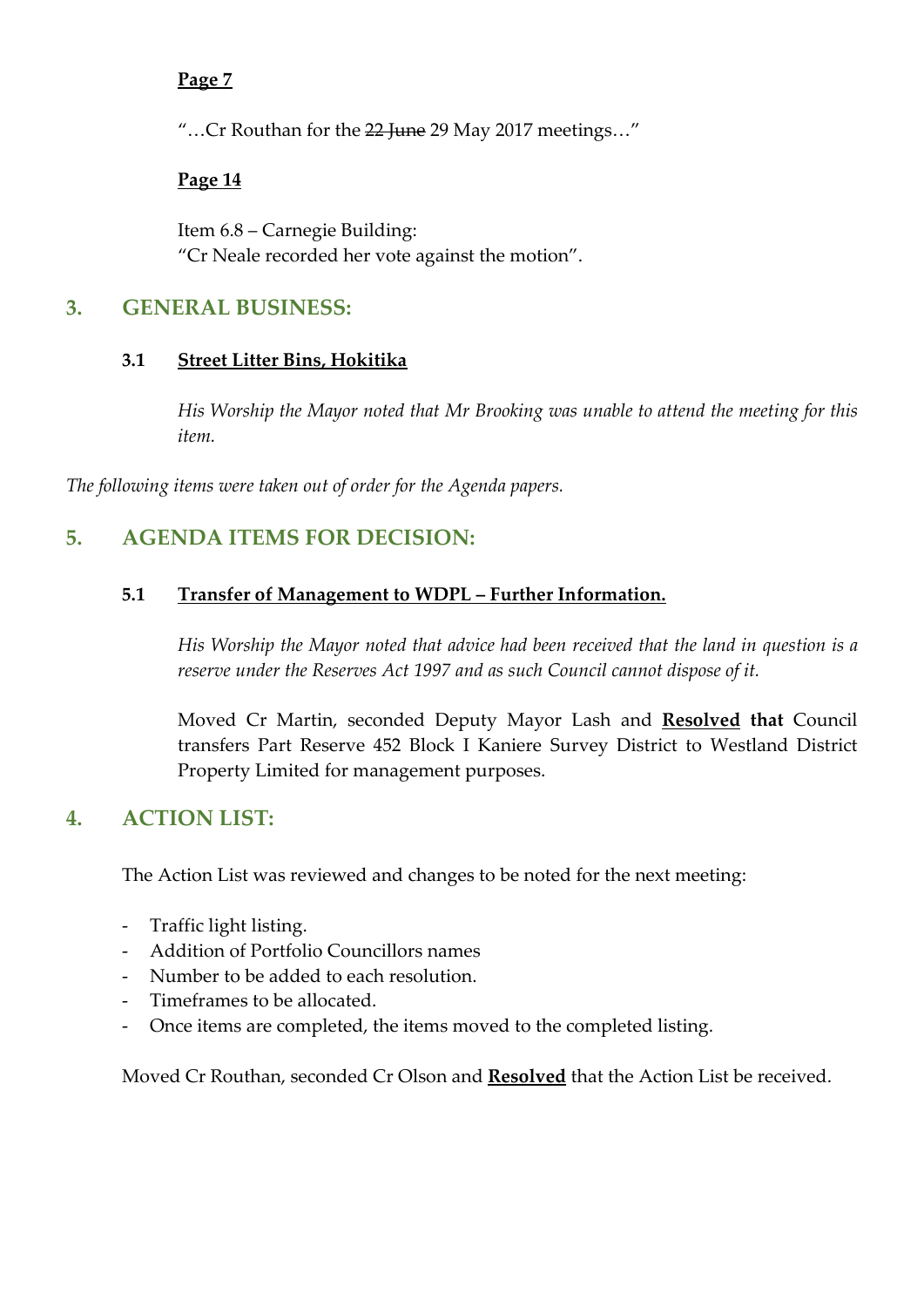**Page 7**

"…Cr Routhan for the ~~22 June~~ 29 May 2017 meetings…"

**Page 14**

Item 6.8 – Carnegie Building:
"Cr Neale recorded her vote against the motion".

## 3. GENERAL BUSINESS:

### 3.1 Street Litter Bins, Hokitika

*His Worship the Mayor noted that Mr Brooking was unable to attend the meeting for this item.*

*The following items were taken out of order for the Agenda papers.*

## 5. AGENDA ITEMS FOR DECISION:

### 5.1 Transfer of Management to WDPL – Further Information.

*His Worship the Mayor noted that advice had been received that the land in question is a reserve under the Reserves Act 1997 and as such Council cannot dispose of it.*

Moved Cr Martin, seconded Deputy Mayor Lash and **Resolved that** Council transfers Part Reserve 452 Block I Kaniere Survey District to Westland District Property Limited for management purposes.

## 4. ACTION LIST:

The Action List was reviewed and changes to be noted for the next meeting:

- Traffic light listing.
- Addition of Portfolio Councillors names
- Number to be added to each resolution.
- Timeframes to be allocated.
- Once items are completed, the items moved to the completed listing.

Moved Cr Routhan, seconded Cr Olson and **Resolved** that the Action List be received.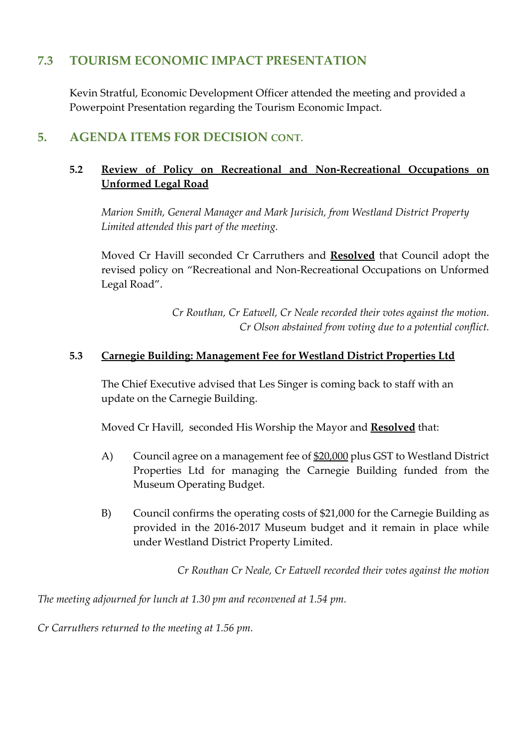## 7.3 TOURISM ECONOMIC IMPACT PRESENTATION

Kevin Stratful, Economic Development Officer attended the meeting and provided a Powerpoint Presentation regarding the Tourism Economic Impact.

## 5. AGENDA ITEMS FOR DECISION CONT.

### 5.2 Review of Policy on Recreational and Non-Recreational Occupations on Unformed Legal Road

*Marion Smith, General Manager and Mark Jurisich, from Westland District Property Limited attended this part of the meeting.*

Moved Cr Havill seconded Cr Carruthers and **Resolved** that Council adopt the revised policy on "Recreational and Non-Recreational Occupations on Unformed Legal Road".

*Cr Routhan, Cr Eatwell, Cr Neale recorded their votes against the motion.*
*Cr Olson abstained from voting due to a potential conflict.*

### 5.3 Carnegie Building: Management Fee for Westland District Properties Ltd

The Chief Executive advised that Les Singer is coming back to staff with an update on the Carnegie Building.

Moved Cr Havill, seconded His Worship the Mayor and **Resolved** that:

A) Council agree on a management fee of $20,000 plus GST to Westland District Properties Ltd for managing the Carnegie Building funded from the Museum Operating Budget.

B) Council confirms the operating costs of $21,000 for the Carnegie Building as provided in the 2016-2017 Museum budget and it remain in place while under Westland District Property Limited.

*Cr Routhan Cr Neale, Cr Eatwell recorded their votes against the motion*

*The meeting adjourned for lunch at 1.30 pm and reconvened at 1.54 pm.*

*Cr Carruthers returned to the meeting at 1.56 pm.*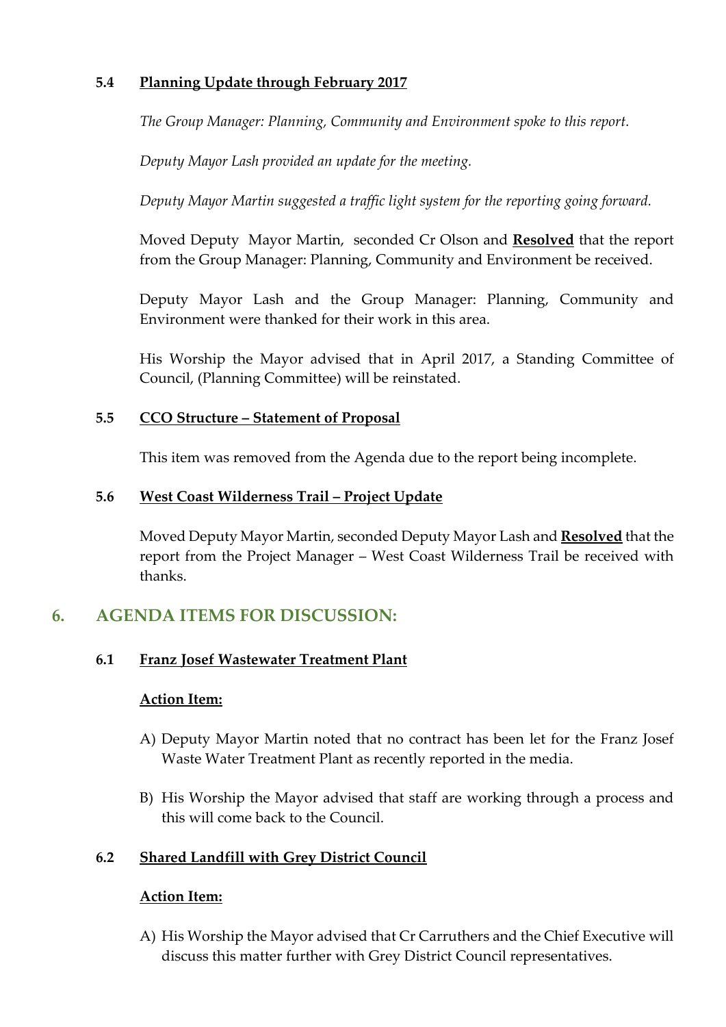### 5.4 Planning Update through February 2017

*The Group Manager: Planning, Community and Environment spoke to this report.*

*Deputy Mayor Lash provided an update for the meeting.*

*Deputy Mayor Martin suggested a traffic light system for the reporting going forward.*

Moved Deputy Mayor Martin, seconded Cr Olson and **Resolved** that the report from the Group Manager: Planning, Community and Environment be received.

Deputy Mayor Lash and the Group Manager: Planning, Community and Environment were thanked for their work in this area.

His Worship the Mayor advised that in April 2017, a Standing Committee of Council, (Planning Committee) will be reinstated.

### 5.5 CCO Structure – Statement of Proposal

This item was removed from the Agenda due to the report being incomplete.

### 5.6 West Coast Wilderness Trail – Project Update

Moved Deputy Mayor Martin, seconded Deputy Mayor Lash and **Resolved** that the report from the Project Manager – West Coast Wilderness Trail be received with thanks.

## 6. AGENDA ITEMS FOR DISCUSSION:

### 6.1 Franz Josef Wastewater Treatment Plant

**Action Item:**

A) Deputy Mayor Martin noted that no contract has been let for the Franz Josef Waste Water Treatment Plant as recently reported in the media.

B) His Worship the Mayor advised that staff are working through a process and this will come back to the Council.

### 6.2 Shared Landfill with Grey District Council

**Action Item:**

A) His Worship the Mayor advised that Cr Carruthers and the Chief Executive will discuss this matter further with Grey District Council representatives.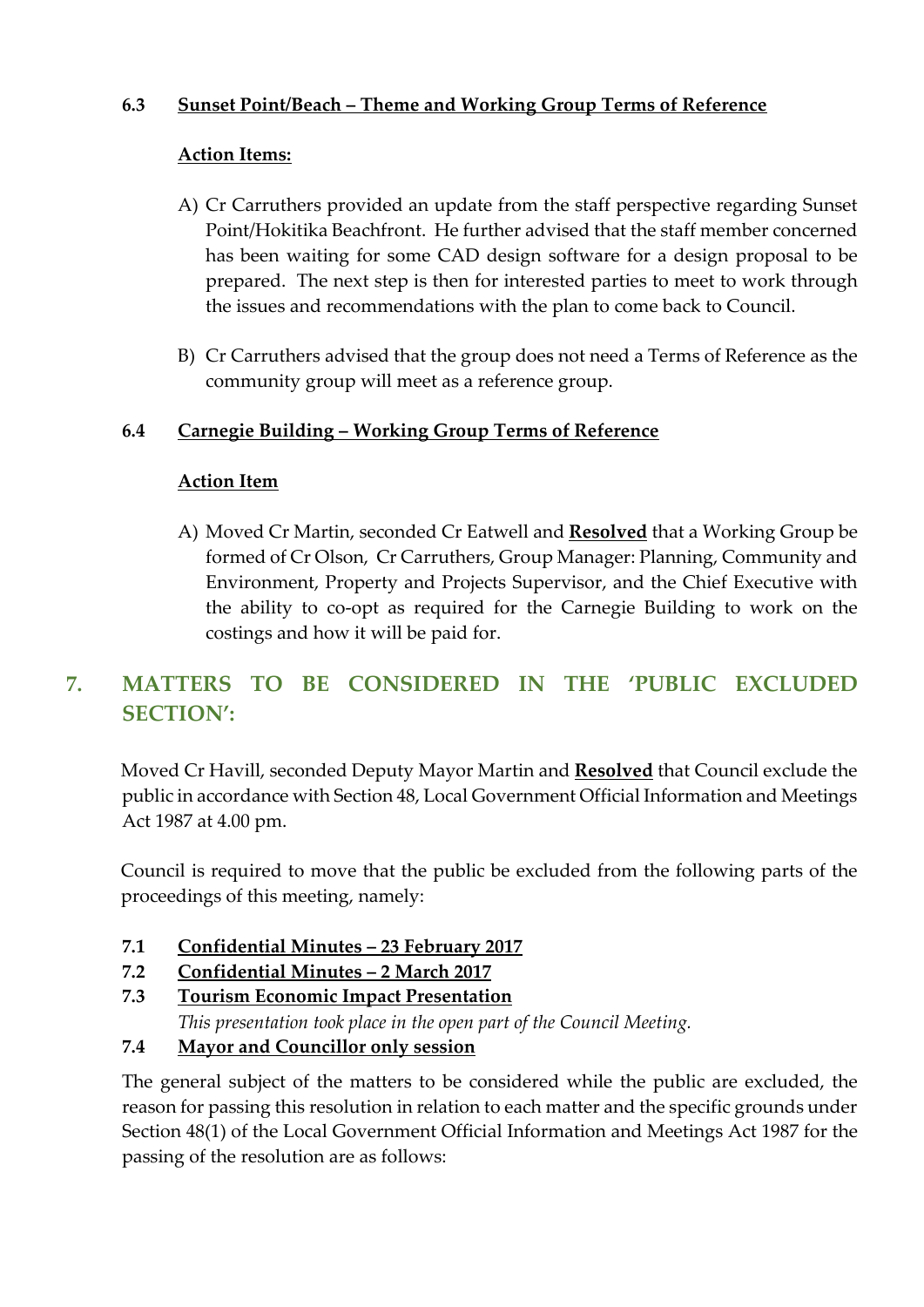### 6.3 Sunset Point/Beach – Theme and Working Group Terms of Reference

**Action Items:**

A) Cr Carruthers provided an update from the staff perspective regarding Sunset Point/Hokitika Beachfront. He further advised that the staff member concerned has been waiting for some CAD design software for a design proposal to be prepared. The next step is then for interested parties to meet to work through the issues and recommendations with the plan to come back to Council.

B) Cr Carruthers advised that the group does not need a Terms of Reference as the community group will meet as a reference group.

### 6.4 Carnegie Building – Working Group Terms of Reference

**Action Item**

A) Moved Cr Martin, seconded Cr Eatwell and **Resolved** that a Working Group be formed of Cr Olson, Cr Carruthers, Group Manager: Planning, Community and Environment, Property and Projects Supervisor, and the Chief Executive with the ability to co-opt as required for the Carnegie Building to work on the costings and how it will be paid for.

## 7. MATTERS TO BE CONSIDERED IN THE 'PUBLIC EXCLUDED SECTION':

Moved Cr Havill, seconded Deputy Mayor Martin and **Resolved** that Council exclude the public in accordance with Section 48, Local Government Official Information and Meetings Act 1987 at 4.00 pm.

Council is required to move that the public be excluded from the following parts of the proceedings of this meeting, namely:

**7.1 Confidential Minutes – 23 February 2017**

**7.2 Confidential Minutes – 2 March 2017**

**7.3 Tourism Economic Impact Presentation**

*This presentation took place in the open part of the Council Meeting.*

**7.4 Mayor and Councillor only session**

The general subject of the matters to be considered while the public are excluded, the reason for passing this resolution in relation to each matter and the specific grounds under Section 48(1) of the Local Government Official Information and Meetings Act 1987 for the passing of the resolution are as follows: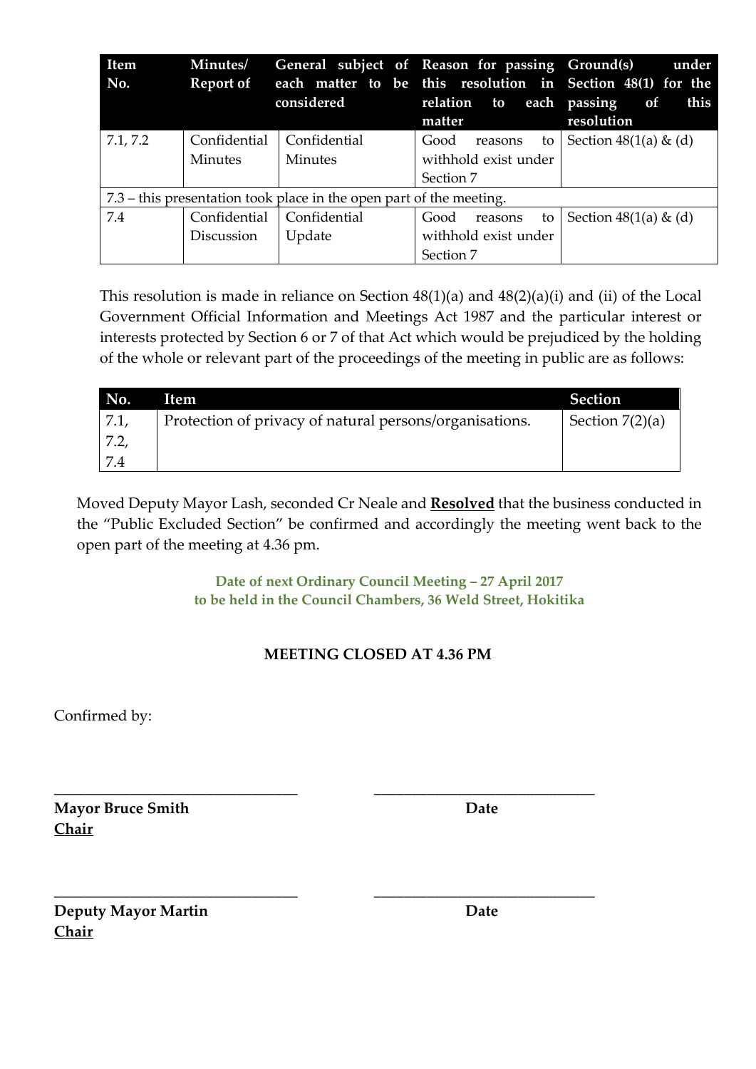| Item No. | Minutes/ Report of | General subject of each matter to be considered | Reason for passing this resolution in relation to each matter | Ground(s) under Section 48(1) for the passing of this resolution |
|---|---|---|---|---|
| 7.1, 7.2 | Confidential Minutes | Confidential Minutes | Good reasons to withhold exist under Section 7 | Section 48(1(a) & (d) |
| 7.3 – this presentation took place in the open part of the meeting. | | | | |
| 7.4 | Confidential Discussion | Confidential Update | Good reasons to withhold exist under Section 7 | Section 48(1(a) & (d) |

This resolution is made in reliance on Section 48(1)(a) and 48(2)(a)(i) and (ii) of the Local Government Official Information and Meetings Act 1987 and the particular interest or interests protected by Section 6 or 7 of that Act which would be prejudiced by the holding of the whole or relevant part of the proceedings of the meeting in public are as follows:

| No. | Item | Section |
|---|---|---|
| 7.1, 7.2, 7.4 | Protection of privacy of natural persons/organisations. | Section 7(2)(a) |

Moved Deputy Mayor Lash, seconded Cr Neale and **Resolved** that the business conducted in the "Public Excluded Section" be confirmed and accordingly the meeting went back to the open part of the meeting at 4.36 pm.

**Date of next Ordinary Council Meeting – 27 April 2017**
**to be held in the Council Chambers, 36 Weld Street, Hokitika**

**MEETING CLOSED AT 4.36 PM**

Confirmed by:

_______________________________ _____________________________

**Mayor Bruce Smith** **Date**
**Chair**

_______________________________ _____________________________

**Deputy Mayor Martin** **Date**
**Chair**